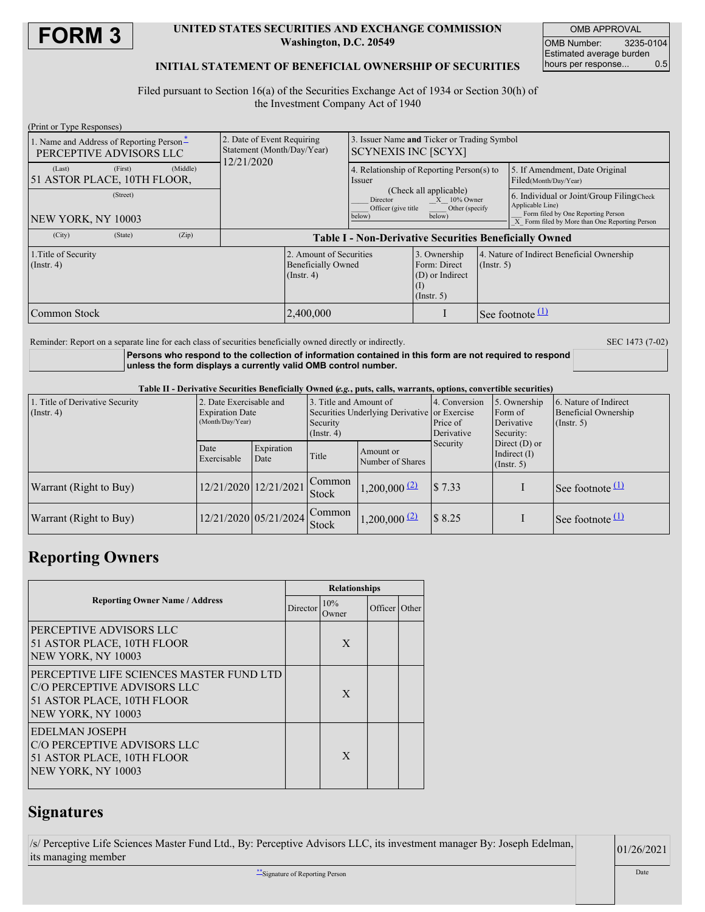# FORM 3

**UNITED STATES SECURITIES AND EXCHANGE COMMISSION**
**Washington, D.C. 20549**

**INITIAL STATEMENT OF BENEFICIAL OWNERSHIP OF SECURITIES**

| OMB APPROVAL | |
|---|---|
| OMB Number: | 3235-0104 |
| Estimated average burden hours per response... | 0.5 |

Filed pursuant to Section 16(a) of the Securities Exchange Act of 1934 or Section 30(h) of the Investment Company Act of 1940

(Print or Type Responses)

| 1. Name and Address of Reporting Person * | 2. Date of Event Requiring Statement (Month/Day/Year) | 3. Issuer Name and Ticker or Trading Symbol | |
|---|---|---|---|
| PERCEPTIVE ADVISORS LLC | 12/21/2020 | SCYNEXIS INC [SCYX] | |
| (Last) (First) (Middle) 51 ASTOR PLACE, 10TH FLOOR, | | 4. Relationship of Reporting Person(s) to Issuer (Check all applicable) ___ Director _X_ 10% Owner ___ Officer (give title below) ___ Other (specify below) | 5. If Amendment, Date Original Filed(Month/Day/Year) |
| (Street) NEW YORK, NY 10003 | | | 6. Individual or Joint/Group Filing(Check Applicable Line) ___ Form filed by One Reporting Person _X_ Form filed by More than One Reporting Person |
| (City) (State) (Zip) | | | |

**Table I - Non-Derivative Securities Beneficially Owned**

| 1.Title of Security (Instr. 4) | 2. Amount of Securities Beneficially Owned (Instr. 4) | 3. Ownership Form: Direct (D) or Indirect (I) (Instr. 5) | 4. Nature of Indirect Beneficial Ownership (Instr. 5) |
|---|---|---|---|
| Common Stock | 2,400,000 | I | See footnote (1) |

Reminder: Report on a separate line for each class of securities beneficially owned directly or indirectly.

SEC 1473 (7-02)

**Persons who respond to the collection of information contained in this form are not required to respond unless the form displays a currently valid OMB control number.**

**Table II - Derivative Securities Beneficially Owned (*e.g.*, puts, calls, warrants, options, convertible securities)**

| 1. Title of Derivative Security (Instr. 4) | 2. Date Exercisable and Expiration Date (Month/Day/Year) | | 3. Title and Amount of Securities Underlying Derivative Security (Instr. 4) | | 4. Conversion or Exercise Price of Derivative Security | 5. Ownership Form of Derivative Security: Direct (D) or Indirect (I) (Instr. 5) | 6. Nature of Indirect Beneficial Ownership (Instr. 5) |
|---|---|---|---|---|---|---|---|
| | Date Exercisable | Expiration Date | Title | Amount or Number of Shares | | | |
| Warrant (Right to Buy) | 12/21/2020 | 12/21/2021 | Common Stock | 1,200,000 (2) | $ 7.33 | I | See footnote (1) |
| Warrant (Right to Buy) | 12/21/2020 | 05/21/2024 | Common Stock | 1,200,000 (2) | $ 8.25 | I | See footnote (1) |

## Reporting Owners

| Reporting Owner Name / Address | Director | 10% Owner | Officer | Other |
|---|---|---|---|---|
| PERCEPTIVE ADVISORS LLC<br>51 ASTOR PLACE, 10TH FLOOR<br>NEW YORK, NY 10003 | | X | | |
| PERCEPTIVE LIFE SCIENCES MASTER FUND LTD<br>C/O PERCEPTIVE ADVISORS LLC<br>51 ASTOR PLACE, 10TH FLOOR<br>NEW YORK, NY 10003 | | X | | |
| EDELMAN JOSEPH<br>C/O PERCEPTIVE ADVISORS LLC<br>51 ASTOR PLACE, 10TH FLOOR<br>NEW YORK, NY 10003 | | X | | |

## Signatures

| /s/ Perceptive Life Sciences Master Fund Ltd., By: Perceptive Advisors LLC, its investment manager By: Joseph Edelman, its managing member | 01/26/2021 |
|---|---|
| ** Signature of Reporting Person | Date |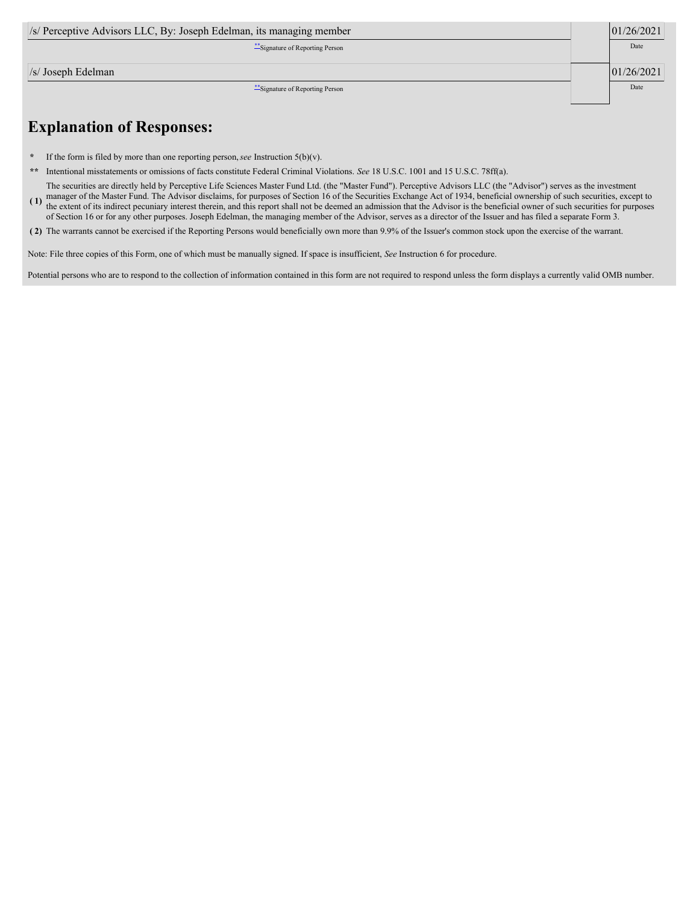| | | |
|---|---|---|
| /s/ Perceptive Advisors LLC, By: Joseph Edelman, its managing member | | 01/26/2021 |
| ** Signature of Reporting Person | | Date |
| /s/ Joseph Edelman | | 01/26/2021 |
| ** Signature of Reporting Person | | Date |

## Explanation of Responses:

* If the form is filed by more than one reporting person, *see* Instruction 5(b)(v).

** Intentional misstatements or omissions of facts constitute Federal Criminal Violations. *See* 18 U.S.C. 1001 and 15 U.S.C. 78ff(a).

( 1) The securities are directly held by Perceptive Life Sciences Master Fund Ltd. (the "Master Fund"). Perceptive Advisors LLC (the "Advisor") serves as the investment manager of the Master Fund. The Advisor disclaims, for purposes of Section 16 of the Securities Exchange Act of 1934, beneficial ownership of such securities, except to the extent of its indirect pecuniary interest therein, and this report shall not be deemed an admission that the Advisor is the beneficial owner of such securities for purposes of Section 16 or for any other purposes. Joseph Edelman, the managing member of the Advisor, serves as a director of the Issuer and has filed a separate Form 3.

( 2) The warrants cannot be exercised if the Reporting Persons would beneficially own more than 9.9% of the Issuer's common stock upon the exercise of the warrant.

Note: File three copies of this Form, one of which must be manually signed. If space is insufficient, *See* Instruction 6 for procedure.

Potential persons who are to respond to the collection of information contained in this form are not required to respond unless the form displays a currently valid OMB number.